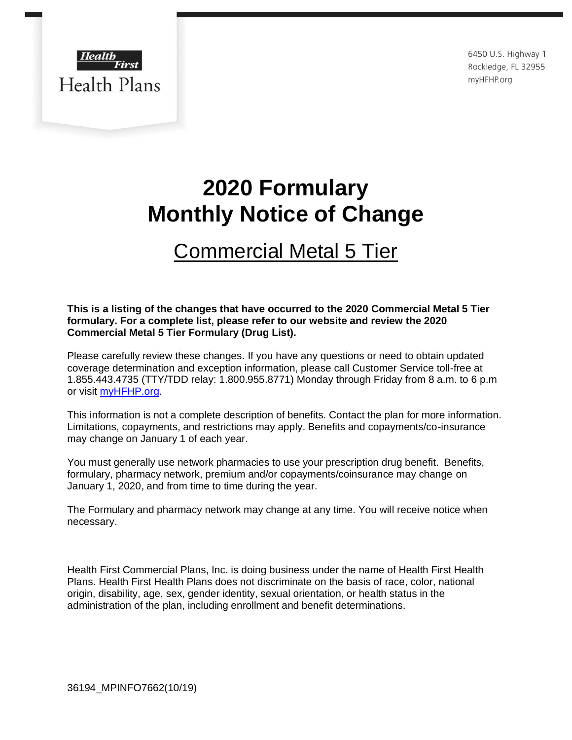Health First Health Plans

6450 U.S. Highway 1
Rockledge, FL 32955
myHFHP.org

# 2020 Formulary Monthly Notice of Change

## Commercial Metal 5 Tier

**This is a listing of the changes that have occurred to the 2020 Commercial Metal 5 Tier formulary. For a complete list, please refer to our website and review the 2020 Commercial Metal 5 Tier Formulary (Drug List).**

Please carefully review these changes. If you have any questions or need to obtain updated coverage determination and exception information, please call Customer Service toll-free at 1.855.443.4735 (TTY/TDD relay: 1.800.955.8771) Monday through Friday from 8 a.m. to 6 p.m or visit [myHFHP.org](myHFHP.org).

This information is not a complete description of benefits. Contact the plan for more information. Limitations, copayments, and restrictions may apply. Benefits and copayments/co-insurance may change on January 1 of each year.

You must generally use network pharmacies to use your prescription drug benefit. Benefits, formulary, pharmacy network, premium and/or copayments/coinsurance may change on January 1, 2020, and from time to time during the year.

The Formulary and pharmacy network may change at any time. You will receive notice when necessary.

Health First Commercial Plans, Inc. is doing business under the name of Health First Health Plans. Health First Health Plans does not discriminate on the basis of race, color, national origin, disability, age, sex, gender identity, sexual orientation, or health status in the administration of the plan, including enrollment and benefit determinations.

36194_MPINFO7662(10/19)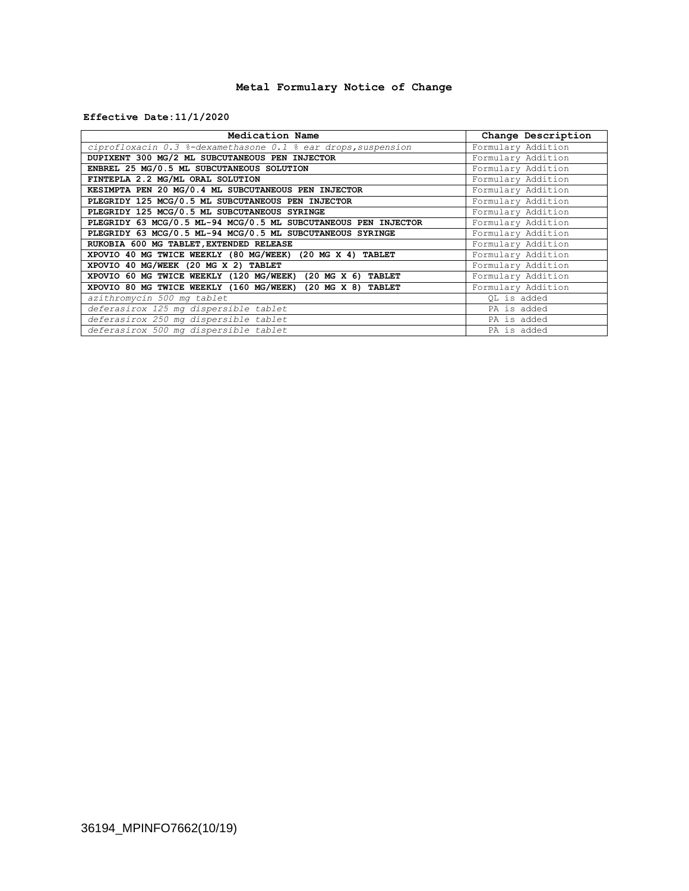# Metal Formulary Notice of Change

**Effective Date:11/1/2020**

| Medication Name | Change Description |
|---|---|
| *ciprofloxacin 0.3 %-dexamethasone 0.1 % ear drops,suspension* | Formulary Addition |
| **DUPIXENT 300 MG/2 ML SUBCUTANEOUS PEN INJECTOR** | Formulary Addition |
| **ENBREL 25 MG/0.5 ML SUBCUTANEOUS SOLUTION** | Formulary Addition |
| **FINTEPLA 2.2 MG/ML ORAL SOLUTION** | Formulary Addition |
| **KESIMPTA PEN 20 MG/0.4 ML SUBCUTANEOUS PEN INJECTOR** | Formulary Addition |
| **PLEGRIDY 125 MCG/0.5 ML SUBCUTANEOUS PEN INJECTOR** | Formulary Addition |
| **PLEGRIDY 125 MCG/0.5 ML SUBCUTANEOUS SYRINGE** | Formulary Addition |
| **PLEGRIDY 63 MCG/0.5 ML-94 MCG/0.5 ML SUBCUTANEOUS PEN INJECTOR** | Formulary Addition |
| **PLEGRIDY 63 MCG/0.5 ML-94 MCG/0.5 ML SUBCUTANEOUS SYRINGE** | Formulary Addition |
| **RUKOBIA 600 MG TABLET,EXTENDED RELEASE** | Formulary Addition |
| **XPOVIO 40 MG TWICE WEEKLY (80 MG/WEEK) (20 MG X 4) TABLET** | Formulary Addition |
| **XPOVIO 40 MG/WEEK (20 MG X 2) TABLET** | Formulary Addition |
| **XPOVIO 60 MG TWICE WEEKLY (120 MG/WEEK) (20 MG X 6) TABLET** | Formulary Addition |
| **XPOVIO 80 MG TWICE WEEKLY (160 MG/WEEK) (20 MG X 8) TABLET** | Formulary Addition |
| *azithromycin 500 mg tablet* | QL is added |
| *deferasirox 125 mg dispersible tablet* | PA is added |
| *deferasirox 250 mg dispersible tablet* | PA is added |
| *deferasirox 500 mg dispersible tablet* | PA is added |

36194_MPINFO7662(10/19)